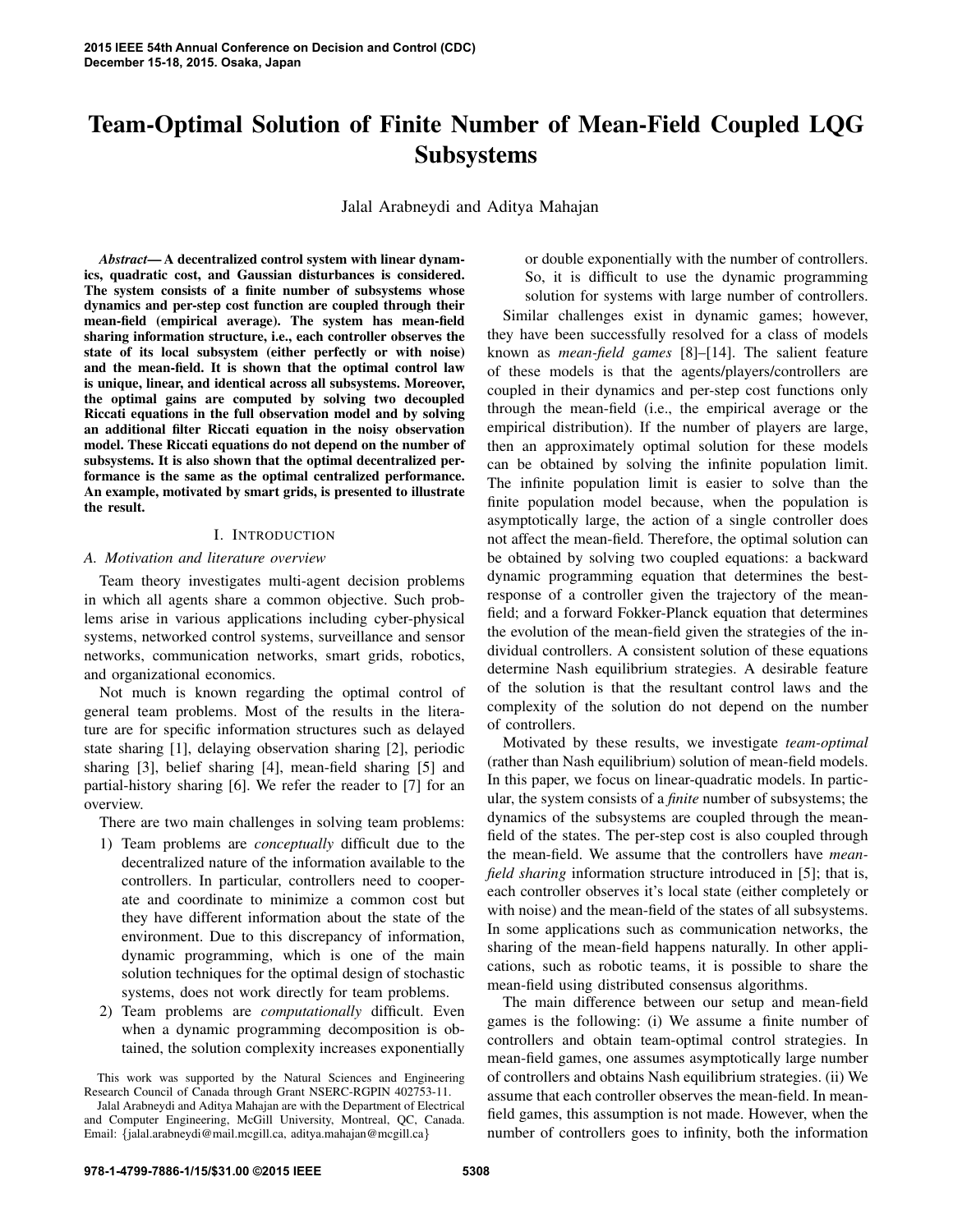# Team-Optimal Solution of Finite Number of Mean-Field Coupled LQG Subsystems

Jalal Arabneydi and Aditya Mahajan

***Abstract*— A decentralized control system with linear dynamics, quadratic cost, and Gaussian disturbances is considered. The system consists of a finite number of subsystems whose dynamics and per-step cost function are coupled through their mean-field (empirical average). The system has mean-field sharing information structure, i.e., each controller observes the state of its local subsystem (either perfectly or with noise) and the mean-field. It is shown that the optimal control law is unique, linear, and identical across all subsystems. Moreover, the optimal gains are computed by solving two decoupled Riccati equations in the full observation model and by solving an additional filter Riccati equation in the noisy observation model. These Riccati equations do not depend on the number of subsystems. It is also shown that the optimal decentralized performance is the same as the optimal centralized performance. An example, motivated by smart grids, is presented to illustrate the result.**

## I. Introduction

### A. Motivation and literature overview

Team theory investigates multi-agent decision problems in which all agents share a common objective. Such problems arise in various applications including cyber-physical systems, networked control systems, surveillance and sensor networks, communication networks, smart grids, robotics, and organizational economics.

Not much is known regarding the optimal control of general team problems. Most of the results in the literature are for specific information structures such as delayed state sharing [1], delaying observation sharing [2], periodic sharing [3], belief sharing [4], mean-field sharing [5] and partial-history sharing [6]. We refer the reader to [7] for an overview.

There are two main challenges in solving team problems:

1) Team problems are *conceptually* difficult due to the decentralized nature of the information available to the controllers. In particular, controllers need to cooperate and coordinate to minimize a common cost but they have different information about the state of the environment. Due to this discrepancy of information, dynamic programming, which is one of the main solution techniques for the optimal design of stochastic systems, does not work directly for team problems.
2) Team problems are *computationally* difficult. Even when a dynamic programming decomposition is obtained, the solution complexity increases exponentially or double exponentially with the number of controllers. So, it is difficult to use the dynamic programming solution for systems with large number of controllers.

Similar challenges exist in dynamic games; however, they have been successfully resolved for a class of models known as *mean-field games* [8]–[14]. The salient feature of these models is that the agents/players/controllers are coupled in their dynamics and per-step cost functions only through the mean-field (i.e., the empirical average or the empirical distribution). If the number of players are large, then an approximately optimal solution for these models can be obtained by solving the infinite population limit. The infinite population limit is easier to solve than the finite population model because, when the population is asymptotically large, the action of a single controller does not affect the mean-field. Therefore, the optimal solution can be obtained by solving two coupled equations: a backward dynamic programming equation that determines the best-response of a controller given the trajectory of the mean-field; and a forward Fokker-Planck equation that determines the evolution of the mean-field given the strategies of the individual controllers. A consistent solution of these equations determine Nash equilibrium strategies. A desirable feature of the solution is that the resultant control laws and the complexity of the solution do not depend on the number of controllers.

Motivated by these results, we investigate *team-optimal* (rather than Nash equilibrium) solution of mean-field models. In this paper, we focus on linear-quadratic models. In particular, the system consists of a *finite* number of subsystems; the dynamics of the subsystems are coupled through the mean-field of the states. The per-step cost is also coupled through the mean-field. We assume that the controllers have *mean-field sharing* information structure introduced in [5]; that is, each controller observes it's local state (either completely or with noise) and the mean-field of the states of all subsystems. In some applications such as communication networks, the sharing of the mean-field happens naturally. In other applications, such as robotic teams, it is possible to share the mean-field using distributed consensus algorithms.

The main difference between our setup and mean-field games is the following: (i) We assume a finite number of controllers and obtain team-optimal control strategies. In mean-field games, one assumes asymptotically large number of controllers and obtains Nash equilibrium strategies. (ii) We assume that each controller observes the mean-field. In mean-field games, this assumption is not made. However, when the number of controllers goes to infinity, both the information

This work was supported by the Natural Sciences and Engineering Research Council of Canada through Grant NSERC-RGPIN 402753-11.

Jalal Arabneydi and Aditya Mahajan are with the Department of Electrical and Computer Engineering, McGill University, Montreal, QC, Canada. Email: {jalal.arabneydi@mail.mcgill.ca, aditya.mahajan@mcgill.ca}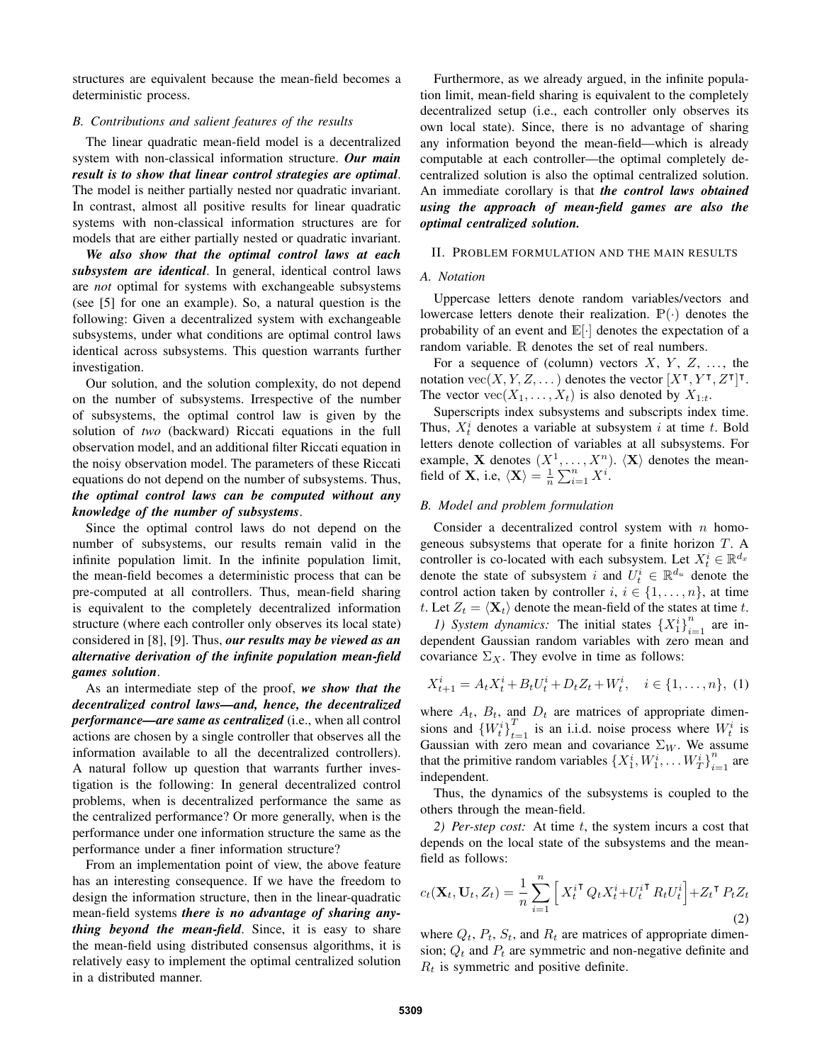structures are equivalent because the mean-field becomes a deterministic process.

### B. Contributions and salient features of the results

The linear quadratic mean-field model is a decentralized system with non-classical information structure. ***Our main result is to show that linear control strategies are optimal***. The model is neither partially nested nor quadratic invariant. In contrast, almost all positive results for linear quadratic systems with non-classical information structures are for models that are either partially nested or quadratic invariant.

***We also show that the optimal control laws at each subsystem are identical***. In general, identical control laws are *not* optimal for systems with exchangeable subsystems (see [5] for one an example). So, a natural question is the following: Given a decentralized system with exchangeable subsystems, under what conditions are optimal control laws identical across subsystems. This question warrants further investigation.

Our solution, and the solution complexity, do not depend on the number of subsystems. Irrespective of the number of subsystems, the optimal control law is given by the solution of *two* (backward) Riccati equations in the full observation model, and an additional filter Riccati equation in the noisy observation model. The parameters of these Riccati equations do not depend on the number of subsystems. Thus, ***the optimal control laws can be computed without any knowledge of the number of subsystems***.

Since the optimal control laws do not depend on the number of subsystems, our results remain valid in the infinite population limit. In the infinite population limit, the mean-field becomes a deterministic process that can be pre-computed at all controllers. Thus, mean-field sharing is equivalent to the completely decentralized information structure (where each controller only observes its local state) considered in [8], [9]. Thus, ***our results may be viewed as an alternative derivation of the infinite population mean-field games solution***.

As an intermediate step of the proof, ***we show that the decentralized control laws—and, hence, the decentralized performance—are same as centralized*** (i.e., when all control actions are chosen by a single controller that observes all the information available to all the decentralized controllers). A natural follow up question that warrants further investigation is the following: In general decentralized control problems, when is decentralized performance the same as the centralized performance? Or more generally, when is the performance under one information structure the same as the performance under a finer information structure?

From an implementation point of view, the above feature has an interesting consequence. If we have the freedom to design the information structure, then in the linear-quadratic mean-field systems ***there is no advantage of sharing anything beyond the mean-field***. Since, it is easy to share the mean-field using distributed consensus algorithms, it is relatively easy to implement the optimal centralized solution in a distributed manner.

Furthermore, as we already argued, in the infinite population limit, mean-field sharing is equivalent to the completely decentralized setup (i.e., each controller only observes its own local state). Since, there is no advantage of sharing any information beyond the mean-field—which is already computable at each controller—the optimal completely decentralized solution is also the optimal centralized solution. An immediate corollary is that ***the control laws obtained using the approach of mean-field games are also the optimal centralized solution.***

## II. Problem formulation and the main results

### A. Notation

Uppercase letters denote random variables/vectors and lowercase letters denote their realization. $\mathbb{P}(\cdot)$ denotes the probability of an event and $\mathbb{E}[\cdot]$ denotes the expectation of a random variable. $\mathbb{R}$ denotes the set of real numbers.

For a sequence of (column) vectors $X$, $Y$, $Z$, ..., the notation $\operatorname{vec}(X, Y, Z, \dots)$ denotes the vector $[X^\intercal, Y^\intercal, Z^\intercal]^\intercal$. The vector $\operatorname{vec}(X_1, \dots, X_t)$ is also denoted by $X_{1:t}$.

Superscripts index subsystems and subscripts index time. Thus, $X^i_t$ denotes a variable at subsystem $i$ at time $t$. Bold letters denote collection of variables at all subsystems. For example, $\mathbf{X}$ denotes $(X^1, \dots, X^n)$. $\langle \mathbf{X} \rangle$ denotes the mean-field of $\mathbf{X}$, i.e, $\langle \mathbf{X} \rangle = \frac{1}{n}\sum_{i=1}^{n} X^i$.

### B. Model and problem formulation

Consider a decentralized control system with $n$ homogeneous subsystems that operate for a finite horizon $T$. A controller is co-located with each subsystem. Let $X^i_t \in \mathbb{R}^{d_x}$ denote the state of subsystem $i$ and $U^i_t \in \mathbb{R}^{d_u}$ denote the control action taken by controller $i$, $i \in \{1, \dots, n\}$, at time $t$. Let $Z_t = \langle \mathbf{X}_t \rangle$ denote the mean-field of the states at time $t$.

*1) System dynamics:* The initial states $\{X^i_1\}_{i=1}^{n}$ are independent Gaussian random variables with zero mean and covariance $\Sigma_X$. They evolve in time as follows:

$$X^i_{t+1} = A_t X^i_t + B_t U^i_t + D_t Z_t + W^i_t, \quad i \in \{1, \dots, n\}, \tag{1}$$

where $A_t$, $B_t$, and $D_t$ are matrices of appropriate dimensions and $\{W^i_t\}_{t=1}^{T}$ is an i.i.d. noise process where $W^i_t$ is Gaussian with zero mean and covariance $\Sigma_W$. We assume that the primitive random variables $\{X^i_1, W^i_1, \dots W^i_T\}_{i=1}^{n}$ are independent.

Thus, the dynamics of the subsystems is coupled to the others through the mean-field.

*2) Per-step cost:* At time $t$, the system incurs a cost that depends on the local state of the subsystems and the mean-field as follows:

$$c_t(\mathbf{X}_t, \mathbf{U}_t, Z_t) = \frac{1}{n}\sum_{i=1}^{n}\Big[ X^{i\intercal}_t Q_t X^i_t + U^{i\intercal}_t R_t U^i_t \Big] + Z_t^\intercal P_t Z_t \tag{2}$$

where $Q_t$, $P_t$, $S_t$, and $R_t$ are matrices of appropriate dimension; $Q_t$ and $P_t$ are symmetric and non-negative definite and $R_t$ is symmetric and positive definite.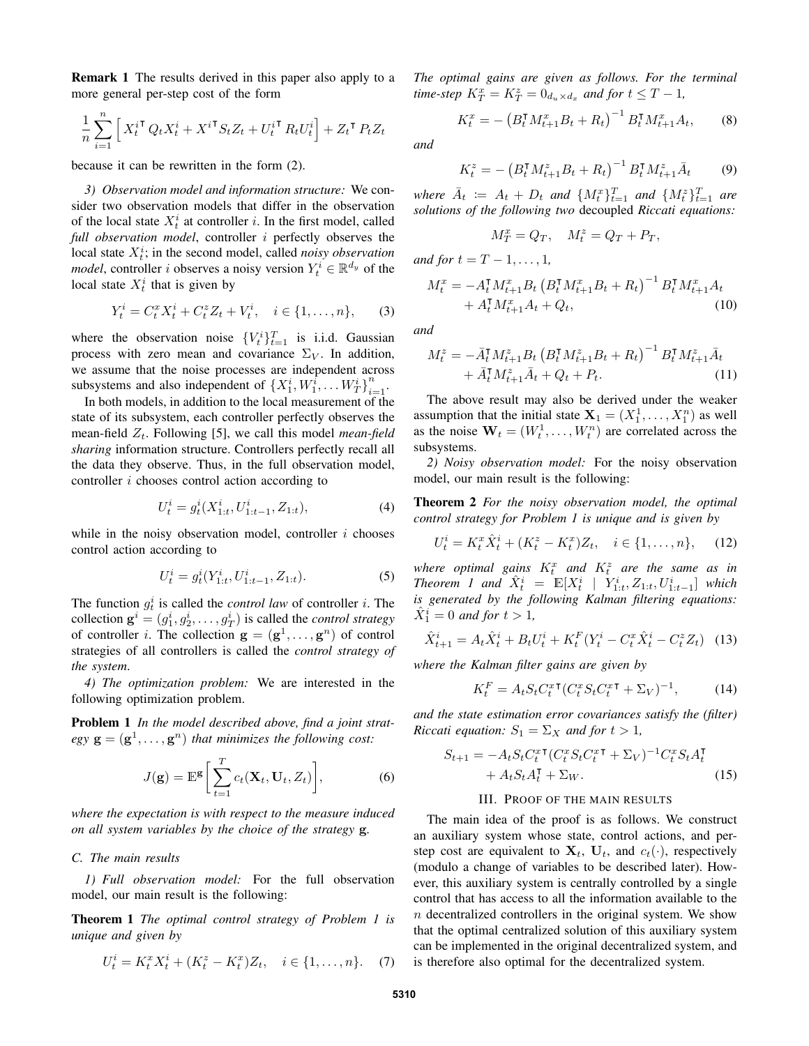**Remark 1** The results derived in this paper also apply to a more general per-step cost of the form

$$\frac{1}{n}\sum_{i=1}^{n}\Big[\, {X_t^i}^{\intercal} Q_t X_t^i + {X^i}^{\intercal} S_t Z_t + {U_t^i}^{\intercal} R_t U_t^i \Big] + {Z_t}^{\intercal} P_t Z_t$$

because it can be rewritten in the form (2).

*3) Observation model and information structure:* We consider two observation models that differ in the observation of the local state $X_t^i$ at controller $i$. In the first model, called *full observation model*, controller $i$ perfectly observes the local state $X_t^i$; in the second model, called *noisy observation model*, controller $i$ observes a noisy version $Y_t^i \in \mathbb{R}^{d_y}$ of the local state $X_t^i$ that is given by

$$Y_t^i = C_t^x X_t^i + C_t^z Z_t + V_t^i, \quad i \in \{1,\dots,n\}, \tag{3}$$

where the observation noise $\{V_t^i\}_{t=1}^T$ is i.i.d. Gaussian process with zero mean and covariance $\Sigma_V$. In addition, we assume that the noise processes are independent across subsystems and also independent of $\{X_1^i, W_1^i, \dots W_T^i\}_{i=1}^n$.

In both models, in addition to the local measurement of the state of its subsystem, each controller perfectly observes the mean-field $Z_t$. Following [5], we call this model *mean-field sharing* information structure. Controllers perfectly recall all the data they observe. Thus, in the full observation model, controller $i$ chooses control action according to

$$U_t^i = g_t^i(X_{1:t}^i, U_{1:t-1}^i, Z_{1:t}), \tag{4}$$

while in the noisy observation model, controller $i$ chooses control action according to

$$U_t^i = g_t^i(Y_{1:t}^i, U_{1:t-1}^i, Z_{1:t}). \tag{5}$$

The function $g_t^i$ is called the *control law* of controller $i$. The collection $\mathbf{g}^i = (g_1^i, g_2^i, \dots, g_T^i)$ is called the *control strategy* of controller $i$. The collection $\mathbf{g} = (\mathbf{g}^1, \dots, \mathbf{g}^n)$ of control strategies of all controllers is called the *control strategy of the system*.

*4) The optimization problem:* We are interested in the following optimization problem.

**Problem 1** *In the model described above, find a joint strategy $\mathbf{g} = (\mathbf{g}^1, \dots, \mathbf{g}^n)$ that minimizes the following cost:*

$$J(\mathbf{g}) = \mathbb{E}^{\mathbf{g}}\bigg[\sum_{t=1}^{T} c_t(\mathbf{X}_t, \mathbf{U}_t, Z_t)\bigg], \tag{6}$$

*where the expectation is with respect to the measure induced on all system variables by the choice of the strategy* $\mathbf{g}$.

### C. The main results

*1) Full observation model:* For the full observation model, our main result is the following:

**Theorem 1** *The optimal control strategy of Problem 1 is unique and given by*

$$U_t^i = K_t^x X_t^i + (K_t^z - K_t^x) Z_t, \quad i \in \{1,\dots,n\}. \tag{7}$$

*The optimal gains are given as follows. For the terminal time-step $K_T^x = K_T^z = 0_{d_u \times d_x}$ and for $t \le T-1$,*

$$K_t^x = -\left(B_t^\intercal M_{t+1}^x B_t + R_t\right)^{-1} B_t^\intercal M_{t+1}^x A_t, \tag{8}$$

*and*

$$K_t^z = -\left(B_t^\intercal M_{t+1}^z B_t + R_t\right)^{-1} B_t^\intercal M_{t+1}^z \bar{A}_t \tag{9}$$

*where $\bar{A}_t := A_t + D_t$ and $\{M_t^x\}_{t=1}^T$ and $\{M_t^z\}_{t=1}^T$ are solutions of the following two* decoupled *Riccati equations:*

$$M_T^x = Q_T, \quad M_t^z = Q_T + P_T,$$

*and for $t = T-1, \dots, 1$,*

$$\begin{aligned} M_t^x = &-A_t^\intercal M_{t+1}^x B_t \left(B_t^\intercal M_{t+1}^x B_t + R_t\right)^{-1} B_t^\intercal M_{t+1}^x A_t \\ &+ A_t^\intercal M_{t+1}^x A_t + Q_t, \end{aligned} \tag{10}$$

*and*

$$\begin{aligned} M_t^z = &-\bar{A}_t^\intercal M_{t+1}^z B_t \left(B_t^\intercal M_{t+1}^z B_t + R_t\right)^{-1} B_t^\intercal M_{t+1}^z \bar{A}_t \\ &+ \bar{A}_t^\intercal M_{t+1}^z \bar{A}_t + Q_t + P_t. \end{aligned} \tag{11}$$

The above result may also be derived under the weaker assumption that the initial state $\mathbf{X}_1 = (X_1^1, \dots, X_1^n)$ as well as the noise $\mathbf{W}_t = (W_t^1, \dots, W_t^n)$ are correlated across the subsystems.

*2) Noisy observation model:* For the noisy observation model, our main result is the following:

**Theorem 2** *For the noisy observation model, the optimal control strategy for Problem 1 is unique and is given by*

$$U_t^i = K_t^x \hat{X}_t^i + (K_t^z - K_t^x) Z_t, \quad i \in \{1,\dots,n\}, \tag{12}$$

*where optimal gains $K_t^x$ and $K_t^z$ are the same as in Theorem 1 and $\hat{X}_t^i = \mathbb{E}[X_t^i \mid Y_{1:t}^i, Z_{1:t}, U_{1:t-1}^i]$ which is generated by the following Kalman filtering equations: $\hat{X}_1^i = 0$ and for $t > 1$,*

$$\hat{X}_{t+1}^i = A_t \hat{X}_t^i + B_t U_t^i + K_t^F (Y_t^i - C_t^x \hat{X}_t^i - C_t^z Z_t) \tag{13}$$

*where the Kalman filter gains are given by*

$$K_t^F = A_t S_t {C_t^x}^\intercal (C_t^x S_t {C_t^x}^\intercal + \Sigma_V)^{-1}, \tag{14}$$

*and the state estimation error covariances satisfy the (filter) Riccati equation: $S_1 = \Sigma_X$ and for $t > 1$,*

$$\begin{aligned} S_{t+1} = &-A_t S_t {C_t^x}^\intercal (C_t^x S_t {C_t^x}^\intercal + \Sigma_V)^{-1} C_t^x S_t A_t^\intercal \\ &+ A_t S_t A_t^\intercal + \Sigma_W. \end{aligned} \tag{15}$$

## III. Proof of the main results

The main idea of the proof is as follows. We construct an auxiliary system whose state, control actions, and per-step cost are equivalent to $\mathbf{X}_t$, $\mathbf{U}_t$, and $c_t(\cdot)$, respectively (modulo a change of variables to be described later). However, this auxiliary system is centrally controlled by a single control that has access to all the information available to the $n$ decentralized controllers in the original system. We show that the optimal centralized solution of this auxiliary system can be implemented in the original decentralized system, and is therefore also optimal for the decentralized system.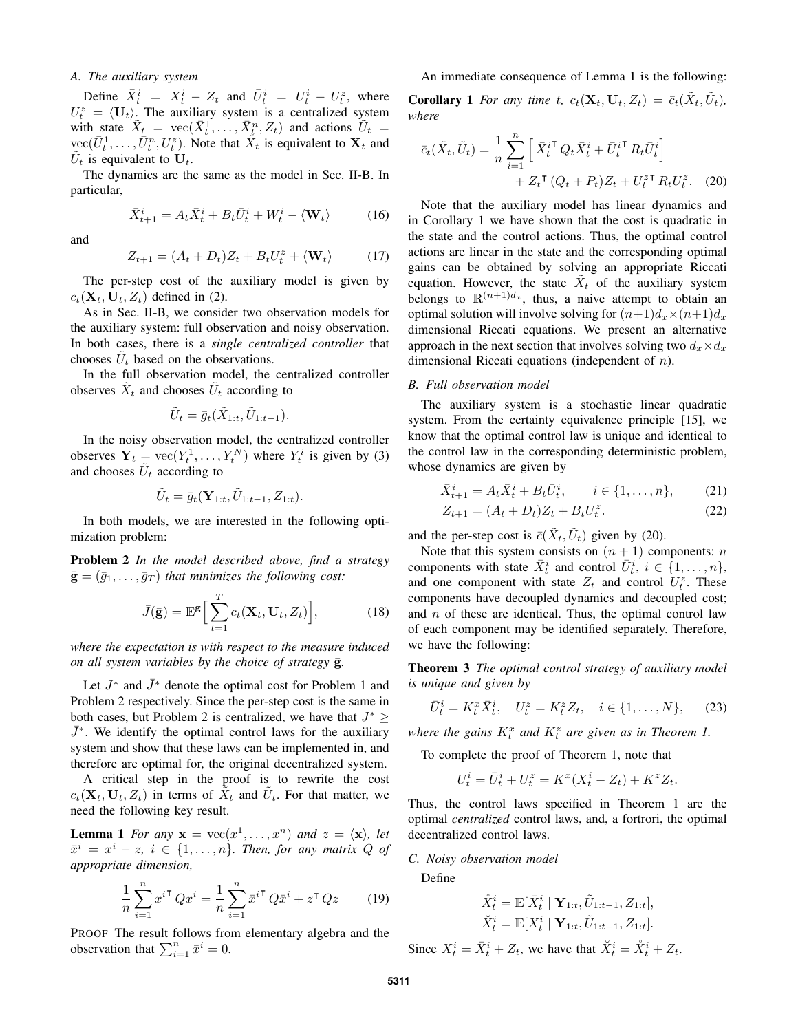### A. The auxiliary system

Define $\bar{X}^i_t = X^i_t - Z_t$ and $\bar{U}^i_t = U^i_t - U^z_t$, where $U^z_t = \langle \mathbf{U}_t \rangle$. The auxiliary system is a centralized system with state $\tilde{X}_t = \text{vec}(\bar{X}^1_t, \dots, \bar{X}^n_t, Z_t)$ and actions $\tilde{U}_t = \text{vec}(\bar{U}^1_t, \dots, \bar{U}^n_t, U^z_t)$. Note that $\tilde{X}_t$ is equivalent to $\mathbf{X}_t$ and $\tilde{U}_t$ is equivalent to $\mathbf{U}_t$.

The dynamics are the same as the model in Sec. II-B. In particular,

$$\bar{X}^i_{t+1} = A_t \bar{X}^i_t + B_t \bar{U}^i_t + W^i_t - \langle \mathbf{W}_t \rangle \tag{16}$$

and

$$Z_{t+1} = (A_t + D_t) Z_t + B_t U^z_t + \langle \mathbf{W}_t \rangle \tag{17}$$

The per-step cost of the auxiliary model is given by $c_t(\mathbf{X}_t, \mathbf{U}_t, Z_t)$ defined in (2).

As in Sec. II-B, we consider two observation models for the auxiliary system: full observation and noisy observation. In both cases, there is a *single centralized controller* that chooses $\tilde{U}_t$ based on the observations.

In the full observation model, the centralized controller observes $\tilde{X}_t$ and chooses $\tilde{U}_t$ according to

$$\tilde{U}_t = \bar{g}_t(\tilde{X}_{1:t}, \tilde{U}_{1:t-1}).$$

In the noisy observation model, the centralized controller observes $\mathbf{Y}_t = \text{vec}(Y^1_t, \dots, Y^N_t)$ where $Y^i_t$ is given by (3) and chooses $\tilde{U}_t$ according to

$$\tilde{U}_t = \bar{g}_t(\mathbf{Y}_{1:t}, \tilde{U}_{1:t-1}, Z_{1:t}).$$

In both models, we are interested in the following optimization problem:

**Problem 2** *In the model described above, find a strategy $\bar{\mathbf{g}} = (\bar{g}_1, \dots, \bar{g}_T)$ that minimizes the following cost:*

$$\bar{J}(\bar{\mathbf{g}}) = \mathbb{E}^{\bar{\mathbf{g}}}\Big[\sum_{t=1}^{T} c_t(\mathbf{X}_t, \mathbf{U}_t, Z_t)\Big], \tag{18}$$

*where the expectation is with respect to the measure induced on all system variables by the choice of strategy $\bar{\mathbf{g}}$.*

Let $J^*$ and $\bar{J}^*$ denote the optimal cost for Problem 1 and Problem 2 respectively. Since the per-step cost is the same in both cases, but Problem 2 is centralized, we have that $J^* \geq \bar{J}^*$. We identify the optimal control laws for the auxiliary system and show that these laws can be implemented in, and therefore are optimal for, the original decentralized system.

A critical step in the proof is to rewrite the cost $c_t(\mathbf{X}_t, \mathbf{U}_t, Z_t)$ in terms of $\tilde{X}_t$ and $\tilde{U}_t$. For that matter, we need the following key result.

**Lemma 1** *For any $\mathbf{x} = \text{vec}(x^1, \dots, x^n)$ and $z = \langle \mathbf{x} \rangle$, let $\bar{x}^i = x^i - z$, $i \in \{1, \dots, n\}$. Then, for any matrix $Q$ of appropriate dimension,*

$$\frac{1}{n}\sum_{i=1}^{n} {x^i}^{\intercal} Q x^i = \frac{1}{n}\sum_{i=1}^{n} {\bar{x}^i}^{\intercal} Q \bar{x}^i + z^{\intercal} Q z \tag{19}$$

PROOF The result follows from elementary algebra and the observation that $\sum_{i=1}^{n} \bar{x}^i = 0$.

An immediate consequence of Lemma 1 is the following:

**Corollary 1** *For any time $t$, $c_t(\mathbf{X}_t, \mathbf{U}_t, Z_t) = \bar{c}_t(\tilde{X}_t, \tilde{U}_t)$, where*

$$\bar{c}_t(\tilde{X}_t, \tilde{U}_t) = \frac{1}{n}\sum_{i=1}^{n}\Big[ {\bar{X}^i_t}^{\intercal} Q_t \bar{X}^i_t + {\bar{U}^i_t}^{\intercal} R_t \bar{U}^i_t \Big] + Z_t^{\intercal} (Q_t + P_t) Z_t + {U^z_t}^{\intercal} R_t U^z_t. \tag{20}$$

Note that the auxiliary model has linear dynamics and in Corollary 1 we have shown that the cost is quadratic in the state and the control actions. Thus, the optimal control actions are linear in the state and the corresponding optimal gains can be obtained by solving an appropriate Riccati equation. However, the state $\tilde{X}_t$ of the auxiliary system belongs to $\mathbb{R}^{(n+1)d_x}$, thus, a naive attempt to obtain an optimal solution will involve solving for $(n+1)d_x \times (n+1)d_x$ dimensional Riccati equations. We present an alternative approach in the next section that involves solving two $d_x \times d_x$ dimensional Riccati equations (independent of $n$).

### B. Full observation model

The auxiliary system is a stochastic linear quadratic system. From the certainty equivalence principle [15], we know that the optimal control law is unique and identical to the control law in the corresponding deterministic problem, whose dynamics are given by

$$\bar{X}^i_{t+1} = A_t \bar{X}^i_t + B_t \bar{U}^i_t, \qquad i \in \{1, \dots, n\}, \tag{21}$$

$$Z_{t+1} = (A_t + D_t) Z_t + B_t U^z_t. \tag{22}$$

and the per-step cost is $\bar{c}(\tilde{X}_t, \tilde{U}_t)$ given by (20).

Note that this system consists on $(n+1)$ components: $n$ components with state $\bar{X}^i_t$ and control $\bar{U}^i_t$, $i \in \{1, \dots, n\}$, and one component with state $Z_t$ and control $U^z_t$. These components have decoupled dynamics and decoupled cost; and $n$ of these are identical. Thus, the optimal control law of each component may be identified separately. Therefore, we have the following:

**Theorem 3** *The optimal control strategy of auxiliary model is unique and given by*

$$\bar{U}^i_t = K^x_t \bar{X}^i_t, \quad U^z_t = K^z_t Z_t, \quad i \in \{1, \dots, N\}, \tag{23}$$

*where the gains $K^x_t$ and $K^z_t$ are given as in Theorem 1.*

To complete the proof of Theorem 1, note that

$$U^i_t = \bar{U}^i_t + U^z_t = K^x (X^i_t - Z_t) + K^z Z_t.$$

Thus, the control laws specified in Theorem 1 are the optimal *centralized* control laws, and, a fortrori, the optimal decentralized control laws.

### C. Noisy observation model

Define

$$\mathring{X}^i_t = \mathbb{E}[\bar{X}^i_t \mid \mathbf{Y}_{1:t}, \tilde{U}_{1:t-1}, Z_{1:t}],$$
$$\breve{X}^i_t = \mathbb{E}[X^i_t \mid \mathbf{Y}_{1:t}, \tilde{U}_{1:t-1}, Z_{1:t}].$$

Since $X^i_t = \bar{X}^i_t + Z_t$, we have that $\breve{X}^i_t = \mathring{X}^i_t + Z_t$.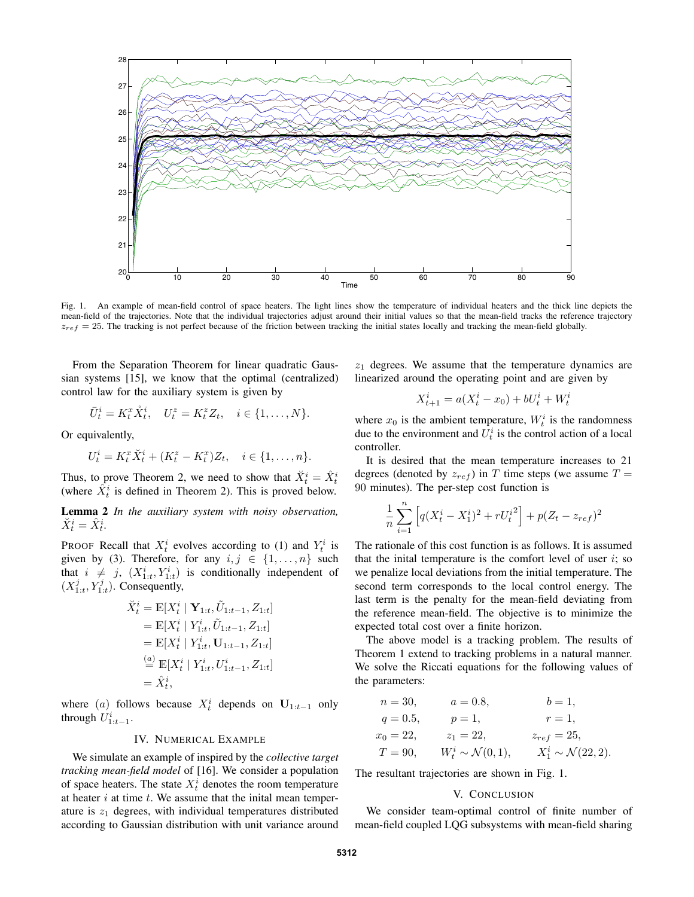Fig. 1. An example of mean-field control of space heaters. The light lines show the temperature of individual heaters and the thick line depicts the mean-field of the trajectories. Note that the individual trajectories adjust around their initial values so that the mean-field tracks the reference trajectory $z_{ref} = 25$. The tracking is not perfect because of the friction between tracking the initial states locally and tracking the mean-field globally.

From the Separation Theorem for linear quadratic Gaussian systems [15], we know that the optimal (centralized) control law for the auxiliary system is given by

$$\bar{U}_t^i = K_t^x \mathring{\check{X}}_t^i, \quad U_t^z = K_t^z Z_t, \quad i \in \{1, \dots, N\}.$$

Or equivalently,

$$U_t^i = K_t^x \check{X}_t^i + (K_t^z - K_t^x) Z_t, \quad i \in \{1, \dots, n\}.$$

Thus, to prove Theorem 2, we need to show that $\check{X}_t^i = \hat{X}_t^i$ (where $\hat{X}_t^i$ is defined in Theorem 2). This is proved below.

**Lemma 2** *In the auxiliary system with noisy observation,* $\check{X}_t^i = \hat{X}_t^i$.

PROOF Recall that $X_t^i$ evolves according to (1) and $Y_t^i$ is given by (3). Therefore, for any $i, j \in \{1, \dots, n\}$ such that $i \neq j$, $(X_{1:t}^i, Y_{1:t}^i)$ is conditionally independent of $(X_{1:t}^j, Y_{1:t}^j)$. Consequently,

$$\begin{aligned}
\check{X}_t^i &= \mathbb{E}[X_t^i \mid \mathbf{Y}_{1:t}, \tilde{U}_{1:t-1}, Z_{1:t}] \\
&= \mathbb{E}[X_t^i \mid Y_{1:t}^i, \tilde{U}_{1:t-1}, Z_{1:t}] \\
&= \mathbb{E}[X_t^i \mid Y_{1:t}^i, \mathbf{U}_{1:t-1}, Z_{1:t}] \\
&\overset{(a)}{=} \mathbb{E}[X_t^i \mid Y_{1:t}^i, U_{1:t-1}^i, Z_{1:t}] \\
&= \hat{X}_t^i,
\end{aligned}$$

where $(a)$ follows because $X_t^i$ depends on $\mathbf{U}_{1:t-1}$ only through $U_{1:t-1}^i$.

## IV. Numerical Example

We simulate an example of inspired by the *collective target tracking mean-field model* of [16]. We consider a population of space heaters. The state $X_t^i$ denotes the room temperature at heater $i$ at time $t$. We assume that the inital mean temperature is $z_1$ degrees, with individual temperatures distributed according to Gaussian distribution with unit variance around $z_1$ degrees. We assume that the temperature dynamics are linearized around the operating point and are given by

$$X_{t+1}^i = a(X_t^i - x_0) + bU_t^i + W_t^i$$

where $x_0$ is the ambient temperature, $W_t^i$ is the randomness due to the environment and $U_t^i$ is the control action of a local controller.

It is desired that the mean temperature increases to 21 degrees (denoted by $z_{ref}$) in $T$ time steps (we assume $T = 90$ minutes). The per-step cost function is

$$\frac{1}{n} \sum_{i=1}^{n} \left[ q(X_t^i - X_1^i)^2 + r{U_t^i}^2 \right] + p(Z_t - z_{ref})^2$$

The rationale of this cost function is as follows. It is assumed that the inital temperature is the comfort level of user $i$; so we penalize local deviations from the initial temperature. The second term corresponds to the local control energy. The last term is the penalty for the mean-field deviating from the reference mean-field. The objective is to minimize the expected total cost over a finite horizon.

The above model is a tracking problem. The results of Theorem 1 extend to tracking problems in a natural manner. We solve the Riccati equations for the following values of the parameters:

$$\begin{aligned}
&n = 30, && a = 0.8, && b = 1, \\
&q = 0.5, && p = 1, && r = 1, \\
&x_0 = 22, && z_1 = 22, && z_{ref} = 25, \\
&T = 90, && W_t^i \sim \mathcal{N}(0, 1), && X_1^i \sim \mathcal{N}(22, 2).
\end{aligned}$$

The resultant trajectories are shown in Fig. 1.

## V. Conclusion

We consider team-optimal control of finite number of mean-field coupled LQG subsystems with mean-field sharing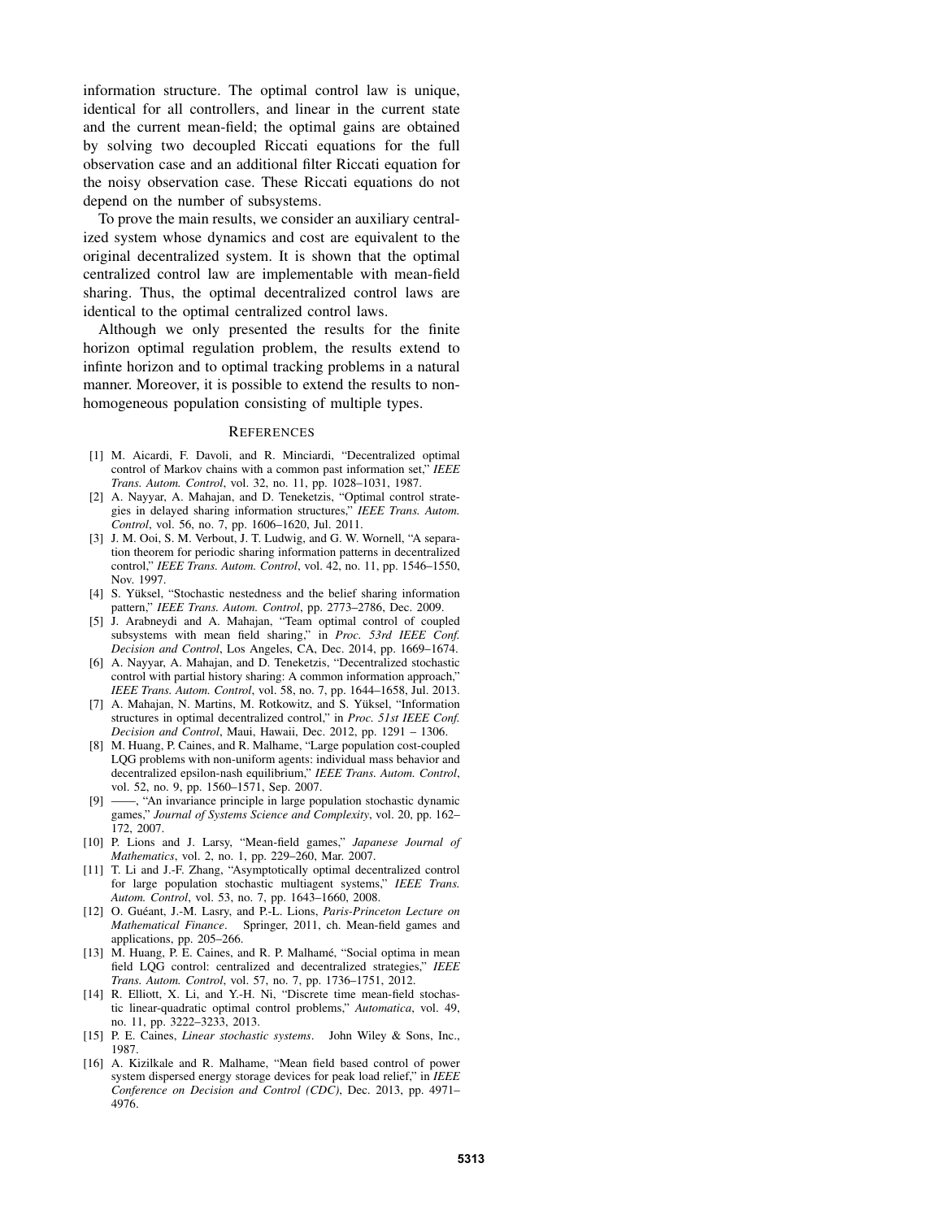information structure. The optimal control law is unique, identical for all controllers, and linear in the current state and the current mean-field; the optimal gains are obtained by solving two decoupled Riccati equations for the full observation case and an additional filter Riccati equation for the noisy observation case. These Riccati equations do not depend on the number of subsystems.

To prove the main results, we consider an auxiliary centralized system whose dynamics and cost are equivalent to the original decentralized system. It is shown that the optimal centralized control law are implementable with mean-field sharing. Thus, the optimal decentralized control laws are identical to the optimal centralized control laws.

Although we only presented the results for the finite horizon optimal regulation problem, the results extend to infinte horizon and to optimal tracking problems in a natural manner. Moreover, it is possible to extend the results to non-homogeneous population consisting of multiple types.

## REFERENCES

- [1] M. Aicardi, F. Davoli, and R. Minciardi, "Decentralized optimal control of Markov chains with a common past information set," *IEEE Trans. Autom. Control*, vol. 32, no. 11, pp. 1028–1031, 1987.
- [2] A. Nayyar, A. Mahajan, and D. Teneketzis, "Optimal control strategies in delayed sharing information structures," *IEEE Trans. Autom. Control*, vol. 56, no. 7, pp. 1606–1620, Jul. 2011.
- [3] J. M. Ooi, S. M. Verbout, J. T. Ludwig, and G. W. Wornell, "A separation theorem for periodic sharing information patterns in decentralized control," *IEEE Trans. Autom. Control*, vol. 42, no. 11, pp. 1546–1550, Nov. 1997.
- [4] S. Yüksel, "Stochastic nestedness and the belief sharing information pattern," *IEEE Trans. Autom. Control*, pp. 2773–2786, Dec. 2009.
- [5] J. Arabneydi and A. Mahajan, "Team optimal control of coupled subsystems with mean field sharing," in *Proc. 53rd IEEE Conf. Decision and Control*, Los Angeles, CA, Dec. 2014, pp. 1669–1674.
- [6] A. Nayyar, A. Mahajan, and D. Teneketzis, "Decentralized stochastic control with partial history sharing: A common information approach," *IEEE Trans. Autom. Control*, vol. 58, no. 7, pp. 1644–1658, Jul. 2013.
- [7] A. Mahajan, N. Martins, M. Rotkowitz, and S. Yüksel, "Information structures in optimal decentralized control," in *Proc. 51st IEEE Conf. Decision and Control*, Maui, Hawaii, Dec. 2012, pp. 1291 – 1306.
- [8] M. Huang, P. Caines, and R. Malhame, "Large population cost-coupled LQG problems with non-uniform agents: individual mass behavior and decentralized epsilon-nash equilibrium," *IEEE Trans. Autom. Control*, vol. 52, no. 9, pp. 1560–1571, Sep. 2007.
- [9] ——, "An invariance principle in large population stochastic dynamic games," *Journal of Systems Science and Complexity*, vol. 20, pp. 162–172, 2007.
- [10] P. Lions and J. Larsy, "Mean-field games," *Japanese Journal of Mathematics*, vol. 2, no. 1, pp. 229–260, Mar. 2007.
- [11] T. Li and J.-F. Zhang, "Asymptotically optimal decentralized control for large population stochastic multiagent systems," *IEEE Trans. Autom. Control*, vol. 53, no. 7, pp. 1643–1660, 2008.
- [12] O. Guéant, J.-M. Lasry, and P.-L. Lions, *Paris-Princeton Lecture on Mathematical Finance*. Springer, 2011, ch. Mean-field games and applications, pp. 205–266.
- [13] M. Huang, P. E. Caines, and R. P. Malhamé, "Social optima in mean field LQG control: centralized and decentralized strategies," *IEEE Trans. Autom. Control*, vol. 57, no. 7, pp. 1736–1751, 2012.
- [14] R. Elliott, X. Li, and Y.-H. Ni, "Discrete time mean-field stochastic linear-quadratic optimal control problems," *Automatica*, vol. 49, no. 11, pp. 3222–3233, 2013.
- [15] P. E. Caines, *Linear stochastic systems*. John Wiley & Sons, Inc., 1987.
- [16] A. Kizilkale and R. Malhame, "Mean field based control of power system dispersed energy storage devices for peak load relief," in *IEEE Conference on Decision and Control (CDC)*, Dec. 2013, pp. 4971–4976.